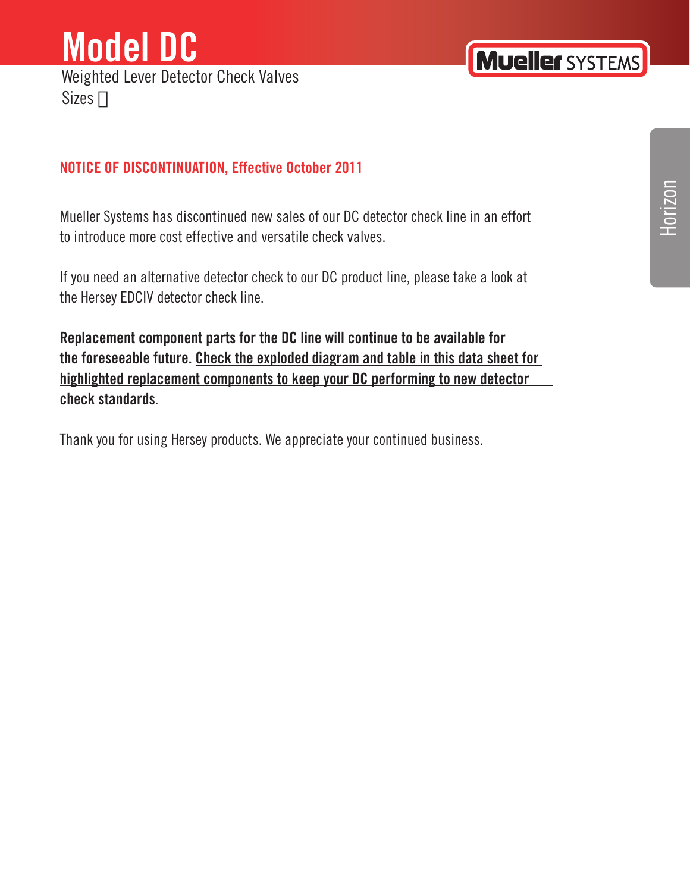# Model DC

Weighted Lever Detector Check Valves

Sizes 

Mueller SYSTEMS

Horizon

**NOTICE OF DISCONTINUATION, Effective October 2011**

Mueller Systems has discontinued new sales of our DC detector check line in an effort to introduce more cost effective and versatile check valves.

If you need an alternative detector check to our DC product line, please take a look at the Hersey EDCIV detector check line.

**Replacement component parts for the DC line will continue to be available for the foreseeable future. Check the exploded diagram and table in this data sheet for highlighted replacement components to keep your DC performing to new detector check standards.**

Thank you for using Hersey products. We appreciate your continued business.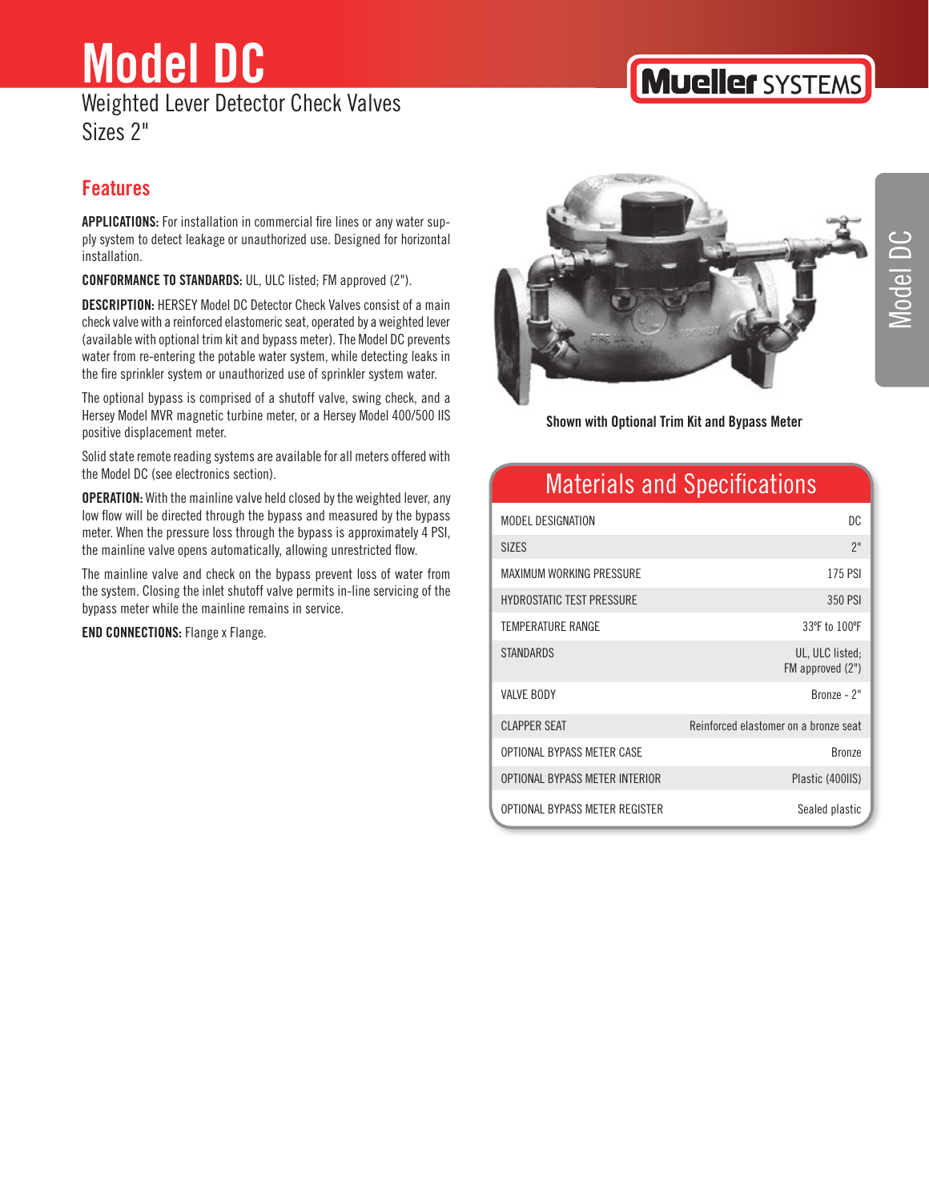# Model DC

Weighted Lever Detector Check Valves
Sizes 2"

Mueller SYSTEMS

## Features

**APPLICATIONS:** For installation in commercial fire lines or any water supply system to detect leakage or unauthorized use. Designed for horizontal installation.

**CONFORMANCE TO STANDARDS:** UL, ULC listed; FM approved (2").

**DESCRIPTION:** HERSEY Model DC Detector Check Valves consist of a main check valve with a reinforced elastomeric seat, operated by a weighted lever (available with optional trim kit and bypass meter). The Model DC prevents water from re-entering the potable water system, while detecting leaks in the fire sprinkler system or unauthorized use of sprinkler system water.

The optional bypass is comprised of a shutoff valve, swing check, and a Hersey Model MVR magnetic turbine meter, or a Hersey Model 400/500 IIS positive displacement meter.

Solid state remote reading systems are available for all meters offered with the Model DC (see electronics section).

**OPERATION:** With the mainline valve held closed by the weighted lever, any low flow will be directed through the bypass and measured by the bypass meter. When the pressure loss through the bypass is approximately 4 PSI, the mainline valve opens automatically, allowing unrestricted flow.

The mainline valve and check on the bypass prevent loss of water from the system. Closing the inlet shutoff valve permits in-line servicing of the bypass meter while the mainline remains in service.

**END CONNECTIONS:** Flange x Flange.

**Shown with Optional Trim Kit and Bypass Meter**

## Materials and Specifications

| | |
|---|---|
| MODEL DESIGNATION | DC |
| SIZES | 2" |
| MAXIMUM WORKING PRESSURE | 175 PSI |
| HYDROSTATIC TEST PRESSURE | 350 PSI |
| TEMPERATURE RANGE | 33ºF to 100ºF |
| STANDARDS | UL, ULC listed; FM approved (2") |
| VALVE BODY | Bronze - 2" |
| CLAPPER SEAT | Reinforced elastomer on a bronze seat |
| OPTIONAL BYPASS METER CASE | Bronze |
| OPTIONAL BYPASS METER INTERIOR | Plastic (400IIS) |
| OPTIONAL BYPASS METER REGISTER | Sealed plastic |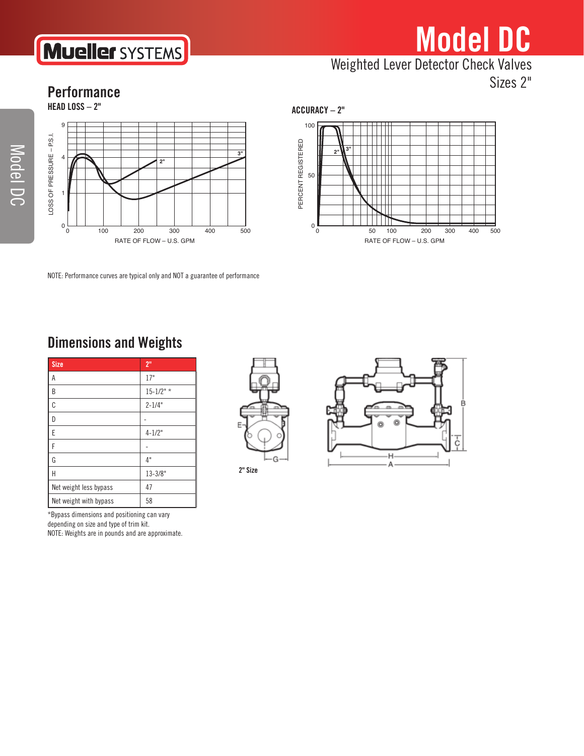# Model DC

Weighted Lever Detector Check Valves

Sizes 2"

## Performance

### HEAD LOSS – 2"

### ACCURACY – 2"

NOTE: Performance curves are typical only and NOT a guarantee of performance

## Dimensions and Weights

| Size | 2" |
|---|---|
| A | 17" |
| B | 15-1/2" * |
| C | 2-1/4" |
| D | - |
| E | 4-1/2" |
| F | - |
| G | 4" |
| H | 13-3/8" |
| Net weight less bypass | 47 |
| Net weight with bypass | 58 |

*Bypass dimensions and positioning can vary depending on size and type of trim kit.

NOTE: Weights are in pounds and are approximate.

2" Size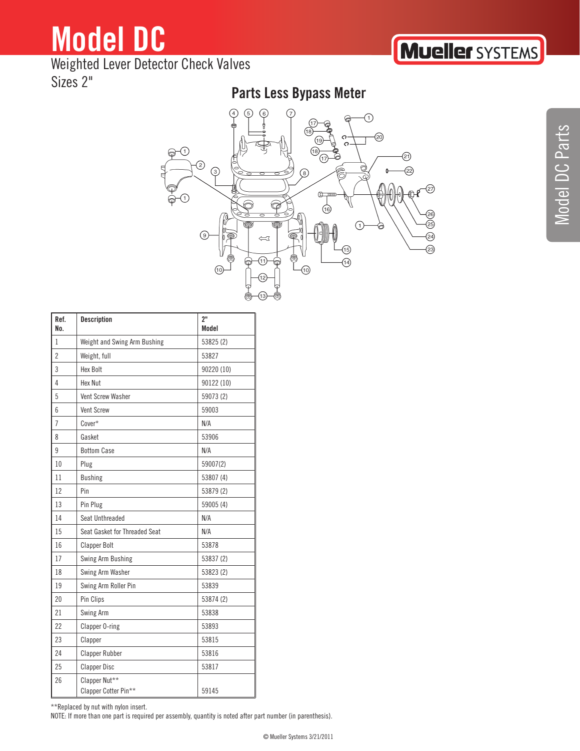# Model DC

Weighted Lever Detector Check Valves
Sizes 2"

Model DC Parts

## Parts Less Bypass Meter

| Ref. No. | Description | 2" Model |
|---|---|---|
| 1 | Weight and Swing Arm Bushing | 53825 (2) |
| 2 | Weight, full | 53827 |
| 3 | Hex Bolt | 90220 (10) |
| 4 | Hex Nut | 90122 (10) |
| 5 | Vent Screw Washer | 59073 (2) |
| 6 | Vent Screw | 59003 |
| 7 | Cover* | N/A |
| 8 | Gasket | 53906 |
| 9 | Bottom Case | N/A |
| 10 | Plug | 59007(2) |
| 11 | Bushing | 53807 (4) |
| 12 | Pin | 53879 (2) |
| 13 | Pin Plug | 59005 (4) |
| 14 | Seat Unthreaded | N/A |
| 15 | Seat Gasket for Threaded Seat | N/A |
| 16 | Clapper Bolt | 53878 |
| 17 | Swing Arm Bushing | 53837 (2) |
| 18 | Swing Arm Washer | 53823 (2) |
| 19 | Swing Arm Roller Pin | 53839 |
| 20 | Pin Clips | 53874 (2) |
| 21 | Swing Arm | 53838 |
| 22 | Clapper O-ring | 53893 |
| 23 | Clapper | 53815 |
| 24 | Clapper Rubber | 53816 |
| 25 | Clapper Disc | 53817 |
| 26 | Clapper Nut**<br>Clapper Cotter Pin** | 59145 |

**Replaced by nut with nylon insert.

NOTE: If more than one part is required per assembly, quantity is noted after part number (in parenthesis).

© Mueller Systems 3/21/2011